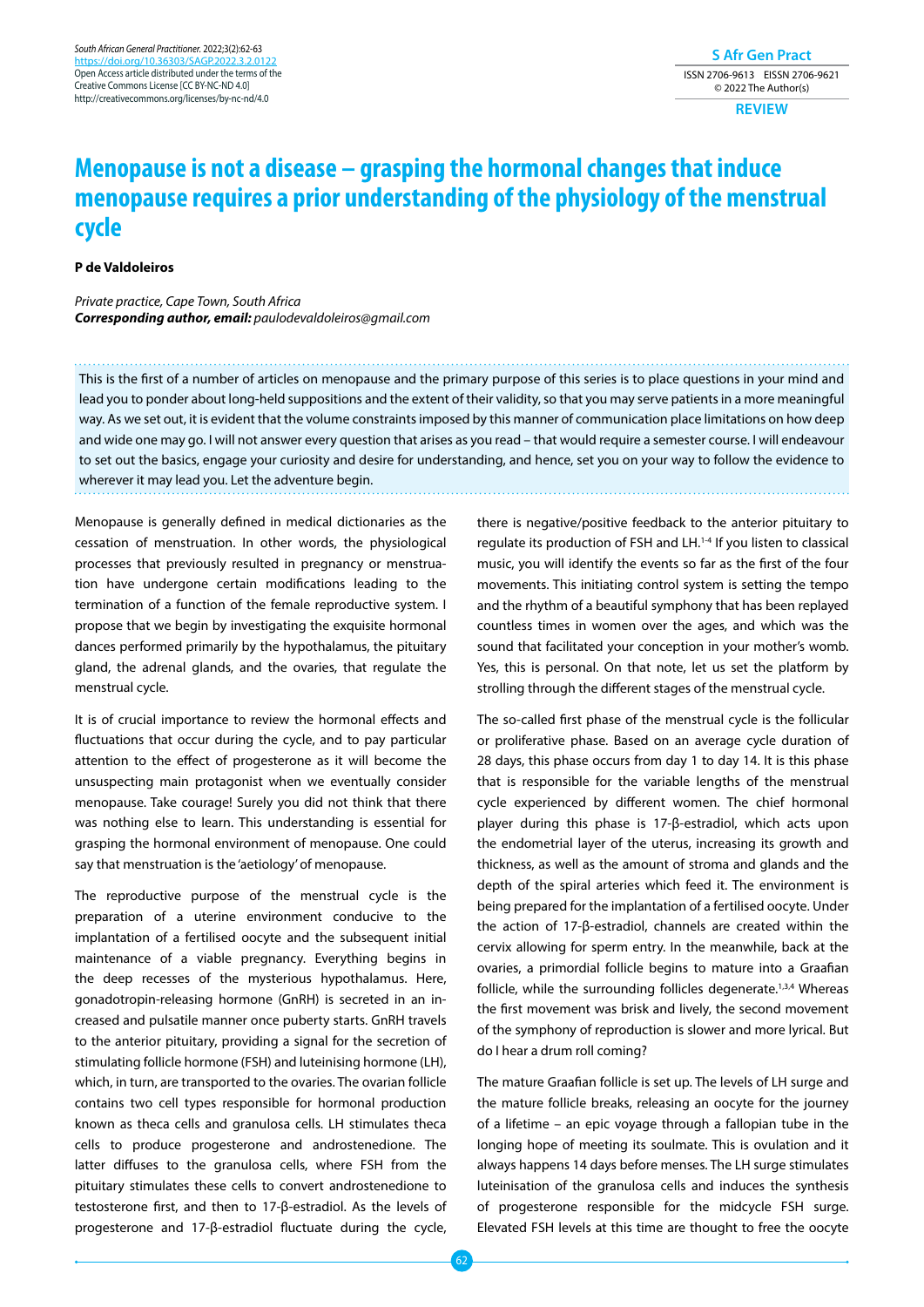# Menopause is not a disease – grasping the hormonal changes that induce menopause requires a prior understanding of the physiology of the menstrual cycle

**P de Valdoleiros**

*Private practice, Cape Town, South Africa*
***Corresponding author, email:*** *paulodevaldoleiros@gmail.com*

This is the first of a number of articles on menopause and the primary purpose of this series is to place questions in your mind and lead you to ponder about long-held suppositions and the extent of their validity, so that you may serve patients in a more meaningful way. As we set out, it is evident that the volume constraints imposed by this manner of communication place limitations on how deep and wide one may go. I will not answer every question that arises as you read – that would require a semester course. I will endeavour to set out the basics, engage your curiosity and desire for understanding, and hence, set you on your way to follow the evidence to wherever it may lead you. Let the adventure begin.

Menopause is generally defined in medical dictionaries as the cessation of menstruation. In other words, the physiological processes that previously resulted in pregnancy or menstruation have undergone certain modifications leading to the termination of a function of the female reproductive system. I propose that we begin by investigating the exquisite hormonal dances performed primarily by the hypothalamus, the pituitary gland, the adrenal glands, and the ovaries, that regulate the menstrual cycle.

It is of crucial importance to review the hormonal effects and fluctuations that occur during the cycle, and to pay particular attention to the effect of progesterone as it will become the unsuspecting main protagonist when we eventually consider menopause. Take courage! Surely you did not think that there was nothing else to learn. This understanding is essential for grasping the hormonal environment of menopause. One could say that menstruation is the 'aetiology' of menopause.

The reproductive purpose of the menstrual cycle is the preparation of a uterine environment conducive to the implantation of a fertilised oocyte and the subsequent initial maintenance of a viable pregnancy. Everything begins in the deep recesses of the mysterious hypothalamus. Here, gonadotropin-releasing hormone (GnRH) is secreted in an increased and pulsatile manner once puberty starts. GnRH travels to the anterior pituitary, providing a signal for the secretion of stimulating follicle hormone (FSH) and luteinising hormone (LH), which, in turn, are transported to the ovaries. The ovarian follicle contains two cell types responsible for hormonal production known as theca cells and granulosa cells. LH stimulates theca cells to produce progesterone and androstenedione. The latter diffuses to the granulosa cells, where FSH from the pituitary stimulates these cells to convert androstenedione to testosterone first, and then to 17-β-estradiol. As the levels of progesterone and 17-β-estradiol fluctuate during the cycle, there is negative/positive feedback to the anterior pituitary to regulate its production of FSH and LH.[1-4] If you listen to classical music, you will identify the events so far as the first of the four movements. This initiating control system is setting the tempo and the rhythm of a beautiful symphony that has been replayed countless times in women over the ages, and which was the sound that facilitated your conception in your mother's womb. Yes, this is personal. On that note, let us set the platform by strolling through the different stages of the menstrual cycle.

The so-called first phase of the menstrual cycle is the follicular or proliferative phase. Based on an average cycle duration of 28 days, this phase occurs from day 1 to day 14. It is this phase that is responsible for the variable lengths of the menstrual cycle experienced by different women. The chief hormonal player during this phase is 17-β-estradiol, which acts upon the endometrial layer of the uterus, increasing its growth and thickness, as well as the amount of stroma and glands and the depth of the spiral arteries which feed it. The environment is being prepared for the implantation of a fertilised oocyte. Under the action of 17-β-estradiol, channels are created within the cervix allowing for sperm entry. In the meanwhile, back at the ovaries, a primordial follicle begins to mature into a Graafian follicle, while the surrounding follicles degenerate.[1,3,4] Whereas the first movement was brisk and lively, the second movement of the symphony of reproduction is slower and more lyrical. But do I hear a drum roll coming?

The mature Graafian follicle is set up. The levels of LH surge and the mature follicle breaks, releasing an oocyte for the journey of a lifetime – an epic voyage through a fallopian tube in the longing hope of meeting its soulmate. This is ovulation and it always happens 14 days before menses. The LH surge stimulates luteinisation of the granulosa cells and induces the synthesis of progesterone responsible for the midcycle FSH surge. Elevated FSH levels at this time are thought to free the oocyte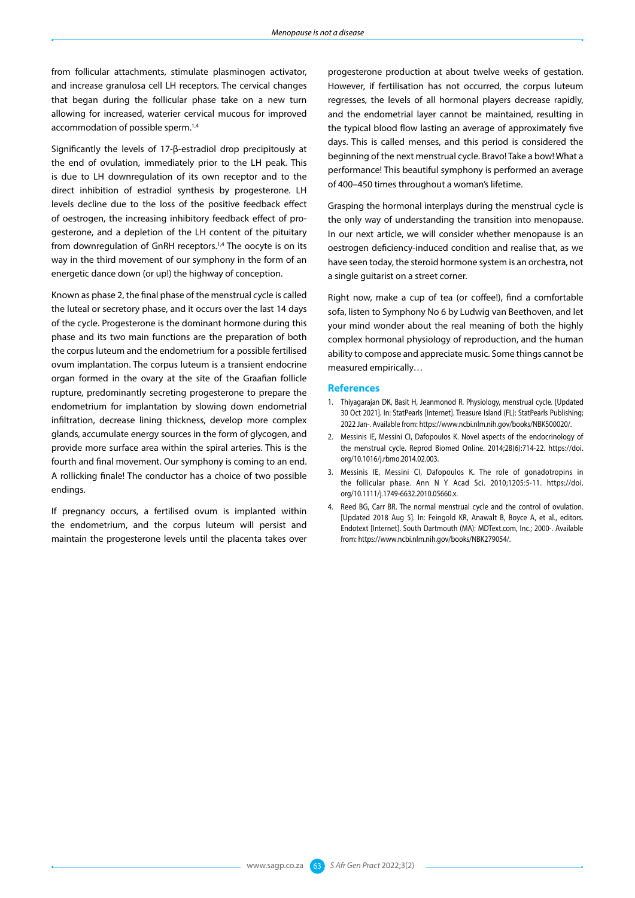from follicular attachments, stimulate plasminogen activator, and increase granulosa cell LH receptors. The cervical changes that began during the follicular phase take on a new turn allowing for increased, waterier cervical mucous for improved accommodation of possible sperm.[1,4]

Significantly the levels of 17-β-estradiol drop precipitously at the end of ovulation, immediately prior to the LH peak. This is due to LH downregulation of its own receptor and to the direct inhibition of estradiol synthesis by progesterone. LH levels decline due to the loss of the positive feedback effect of oestrogen, the increasing inhibitory feedback effect of progesterone, and a depletion of the LH content of the pituitary from downregulation of GnRH receptors.[1,4] The oocyte is on its way in the third movement of our symphony in the form of an energetic dance down (or up!) the highway of conception.

Known as phase 2, the final phase of the menstrual cycle is called the luteal or secretory phase, and it occurs over the last 14 days of the cycle. Progesterone is the dominant hormone during this phase and its two main functions are the preparation of both the corpus luteum and the endometrium for a possible fertilised ovum implantation. The corpus luteum is a transient endocrine organ formed in the ovary at the site of the Graafian follicle rupture, predominantly secreting progesterone to prepare the endometrium for implantation by slowing down endometrial infiltration, decrease lining thickness, develop more complex glands, accumulate energy sources in the form of glycogen, and provide more surface area within the spiral arteries. This is the fourth and final movement. Our symphony is coming to an end. A rollicking finale! The conductor has a choice of two possible endings.

If pregnancy occurs, a fertilised ovum is implanted within the endometrium, and the corpus luteum will persist and maintain the progesterone levels until the placenta takes over progesterone production at about twelve weeks of gestation. However, if fertilisation has not occurred, the corpus luteum regresses, the levels of all hormonal players decrease rapidly, and the endometrial layer cannot be maintained, resulting in the typical blood flow lasting an average of approximately five days. This is called menses, and this period is considered the beginning of the next menstrual cycle. Bravo! Take a bow! What a performance! This beautiful symphony is performed an average of 400–450 times throughout a woman's lifetime.

Grasping the hormonal interplays during the menstrual cycle is the only way of understanding the transition into menopause. In our next article, we will consider whether menopause is an oestrogen deficiency-induced condition and realise that, as we have seen today, the steroid hormone system is an orchestra, not a single guitarist on a street corner.

Right now, make a cup of tea (or coffee!), find a comfortable sofa, listen to Symphony No 6 by Ludwig van Beethoven, and let your mind wonder about the real meaning of both the highly complex hormonal physiology of reproduction, and the human ability to compose and appreciate music. Some things cannot be measured empirically…

## References

1. Thiyagarajan DK, Basit H, Jeanmonod R. Physiology, menstrual cycle. [Updated 30 Oct 2021]. In: StatPearls [Internet]. Treasure Island (FL): StatPearls Publishing; 2022 Jan-. Available from: https://www.ncbi.nlm.nih.gov/books/NBK500020/.
2. Messinis IE, Messini CI, Dafopoulos K. Novel aspects of the endocrinology of the menstrual cycle. Reprod Biomed Online. 2014;28(6):714-22. https://doi.org/10.1016/j.rbmo.2014.02.003.
3. Messinis IE, Messini CI, Dafopoulos K. The role of gonadotropins in the follicular phase. Ann N Y Acad Sci. 2010;1205:5-11. https://doi.org/10.1111/j.1749-6632.2010.05660.x.
4. Reed BG, Carr BR. The normal menstrual cycle and the control of ovulation. [Updated 2018 Aug 5]. In: Feingold KR, Anawalt B, Boyce A, et al., editors. Endotext [Internet]. South Dartmouth (MA): MDText.com, Inc.; 2000-. Available from: https://www.ncbi.nlm.nih.gov/books/NBK279054/.